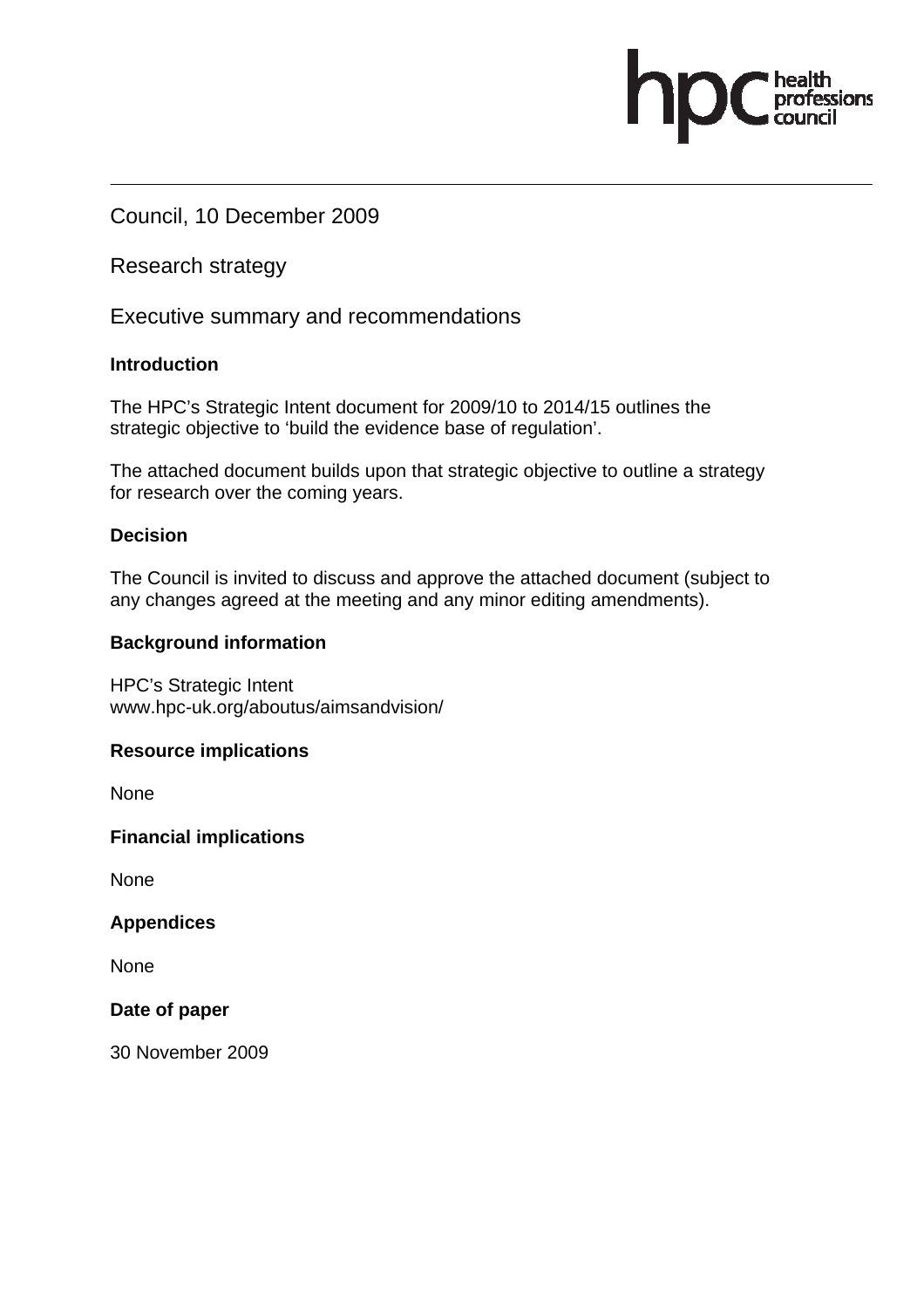Council, 10 December 2009

Research strategy

Executive summary and recommendations

**Introduction**

The HPC's Strategic Intent document for 2009/10 to 2014/15 outlines the strategic objective to 'build the evidence base of regulation'.

The attached document builds upon that strategic objective to outline a strategy for research over the coming years.

**Decision**

The Council is invited to discuss and approve the attached document (subject to any changes agreed at the meeting and any minor editing amendments).

**Background information**

HPC's Strategic Intent
www.hpc-uk.org/aboutus/aimsandvision/

**Resource implications**

None

**Financial implications**

None

**Appendices**

None

**Date of paper**

30 November 2009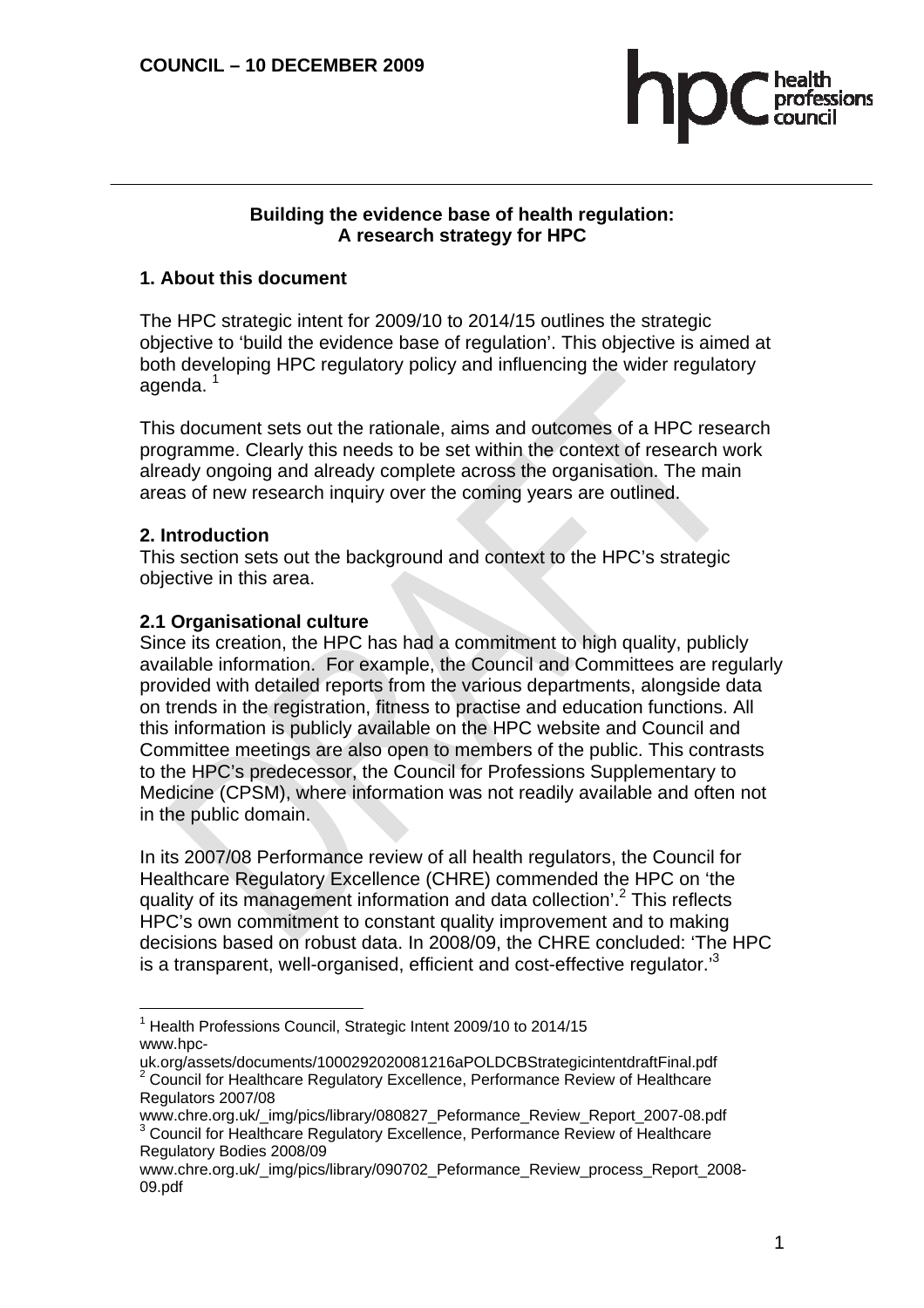COUNCIL – 10 DECEMBER 2009

## Building the evidence base of health regulation: A research strategy for HPC

### 1. About this document

The HPC strategic intent for 2009/10 to 2014/15 outlines the strategic objective to 'build the evidence base of regulation'. This objective is aimed at both developing HPC regulatory policy and influencing the wider regulatory agenda. [1]

This document sets out the rationale, aims and outcomes of a HPC research programme. Clearly this needs to be set within the context of research work already ongoing and already complete across the organisation. The main areas of new research inquiry over the coming years are outlined.

### 2. Introduction

This section sets out the background and context to the HPC's strategic objective in this area.

#### 2.1 Organisational culture

Since its creation, the HPC has had a commitment to high quality, publicly available information. For example, the Council and Committees are regularly provided with detailed reports from the various departments, alongside data on trends in the registration, fitness to practise and education functions. All this information is publicly available on the HPC website and Council and Committee meetings are also open to members of the public. This contrasts to the HPC's predecessor, the Council for Professions Supplementary to Medicine (CPSM), where information was not readily available and often not in the public domain.

In its 2007/08 Performance review of all health regulators, the Council for Healthcare Regulatory Excellence (CHRE) commended the HPC on 'the quality of its management information and data collection'.[2] This reflects HPC's own commitment to constant quality improvement and to making decisions based on robust data. In 2008/09, the CHRE concluded: 'The HPC is a transparent, well-organised, efficient and cost-effective regulator.'[3]

---

[1] Health Professions Council, Strategic Intent 2009/10 to 2014/15 www.hpc-uk.org/assets/documents/1000292020081216aPOLDCBStrategicintentdraftFinal.pdf

[2] Council for Healthcare Regulatory Excellence, Performance Review of Healthcare Regulators 2007/08 www.chre.org.uk/_img/pics/library/080827_Peformance_Review_Report_2007-08.pdf

[3] Council for Healthcare Regulatory Excellence, Performance Review of Healthcare Regulatory Bodies 2008/09 www.chre.org.uk/_img/pics/library/090702_Peformance_Review_process_Report_2008-09.pdf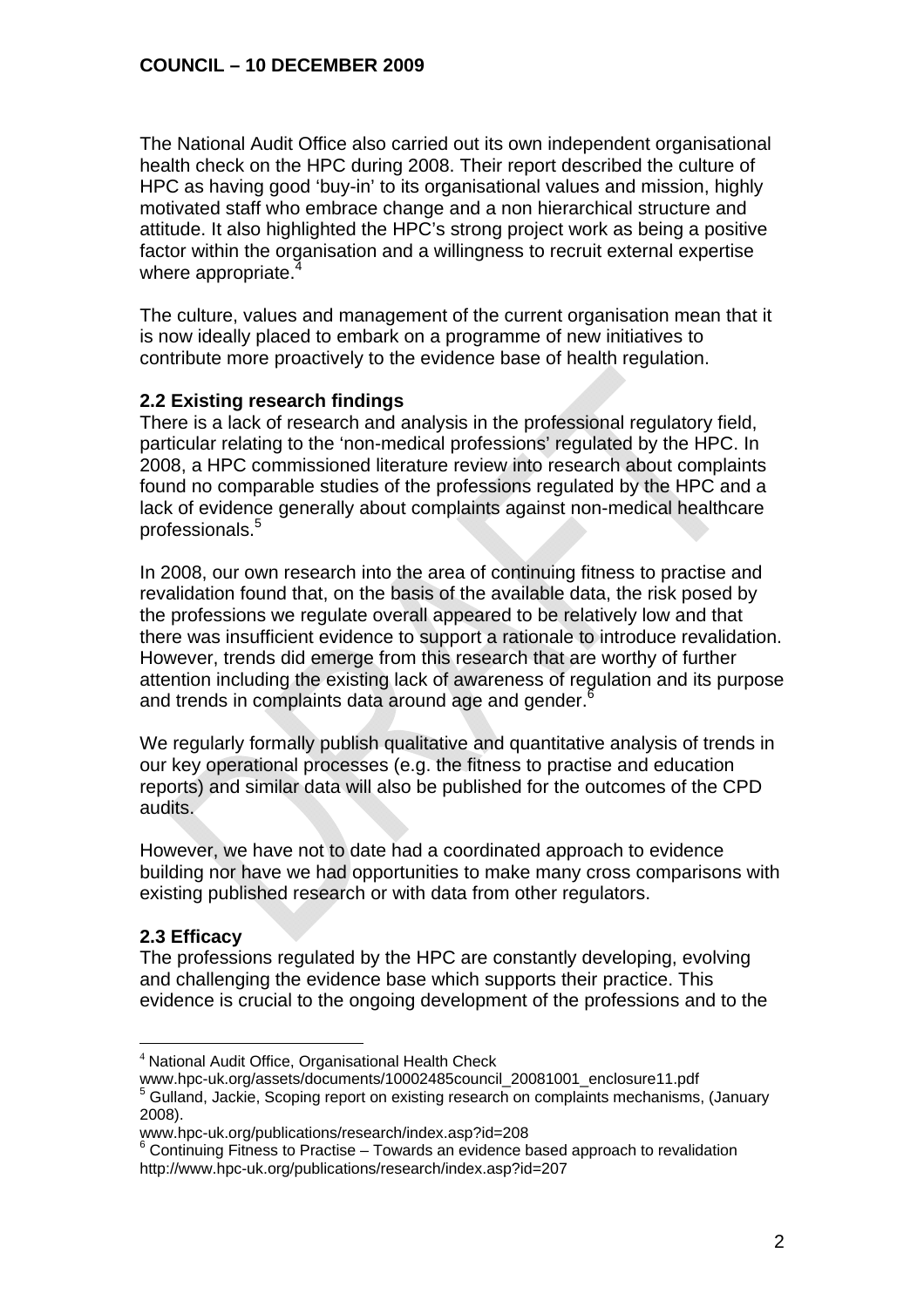The National Audit Office also carried out its own independent organisational health check on the HPC during 2008. Their report described the culture of HPC as having good 'buy-in' to its organisational values and mission, highly motivated staff who embrace change and a non hierarchical structure and attitude. It also highlighted the HPC's strong project work as being a positive factor within the organisation and a willingness to recruit external expertise where appropriate.[4]

The culture, values and management of the current organisation mean that it is now ideally placed to embark on a programme of new initiatives to contribute more proactively to the evidence base of health regulation.

**2.2 Existing research findings**

There is a lack of research and analysis in the professional regulatory field, particular relating to the 'non-medical professions' regulated by the HPC. In 2008, a HPC commissioned literature review into research about complaints found no comparable studies of the professions regulated by the HPC and a lack of evidence generally about complaints against non-medical healthcare professionals.[5]

In 2008, our own research into the area of continuing fitness to practise and revalidation found that, on the basis of the available data, the risk posed by the professions we regulate overall appeared to be relatively low and that there was insufficient evidence to support a rationale to introduce revalidation. However, trends did emerge from this research that are worthy of further attention including the existing lack of awareness of regulation and its purpose and trends in complaints data around age and gender.[6]

We regularly formally publish qualitative and quantitative analysis of trends in our key operational processes (e.g. the fitness to practise and education reports) and similar data will also be published for the outcomes of the CPD audits.

However, we have not to date had a coordinated approach to evidence building nor have we had opportunities to make many cross comparisons with existing published research or with data from other regulators.

**2.3 Efficacy**

The professions regulated by the HPC are constantly developing, evolving and challenging the evidence base which supports their practice. This evidence is crucial to the ongoing development of the professions and to the

---

[4] National Audit Office, Organisational Health Check
www.hpc-uk.org/assets/documents/10002485council_20081001_enclosure11.pdf

[5] Gulland, Jackie, Scoping report on existing research on complaints mechanisms, (January 2008).
www.hpc-uk.org/publications/research/index.asp?id=208

[6] Continuing Fitness to Practise – Towards an evidence based approach to revalidation
http://www.hpc-uk.org/publications/research/index.asp?id=207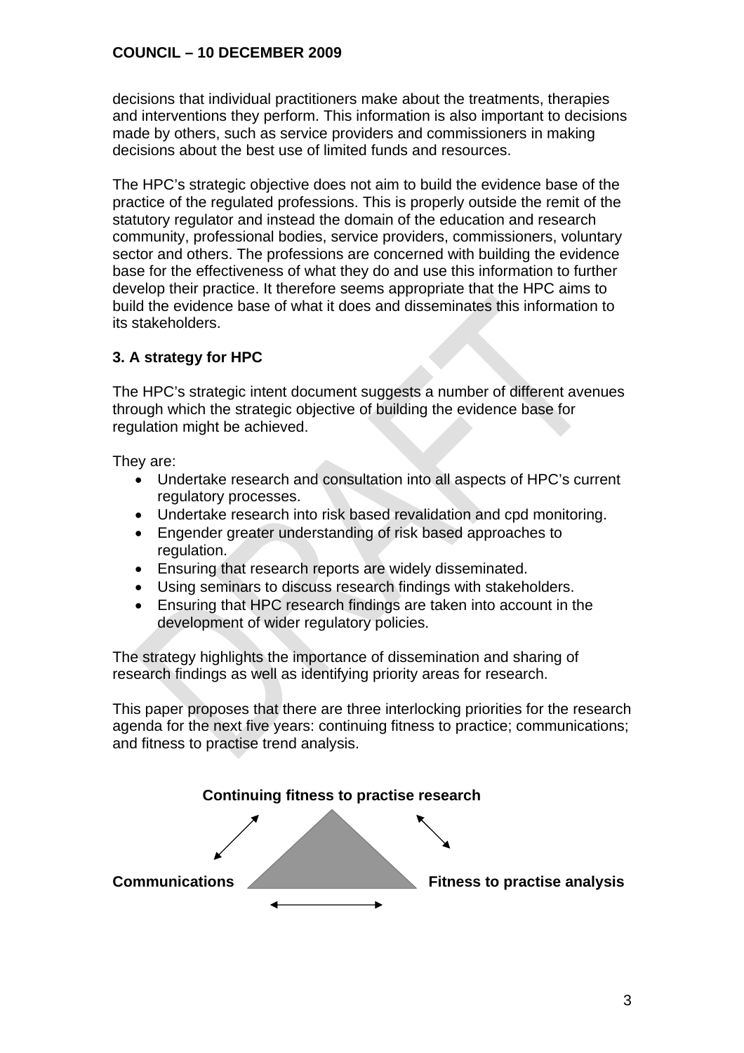decisions that individual practitioners make about the treatments, therapies and interventions they perform. This information is also important to decisions made by others, such as service providers and commissioners in making decisions about the best use of limited funds and resources.

The HPC's strategic objective does not aim to build the evidence base of the practice of the regulated professions. This is properly outside the remit of the statutory regulator and instead the domain of the education and research community, professional bodies, service providers, commissioners, voluntary sector and others. The professions are concerned with building the evidence base for the effectiveness of what they do and use this information to further develop their practice. It therefore seems appropriate that the HPC aims to build the evidence base of what it does and disseminates this information to its stakeholders.

### 3. A strategy for HPC

The HPC's strategic intent document suggests a number of different avenues through which the strategic objective of building the evidence base for regulation might be achieved.

They are:

- Undertake research and consultation into all aspects of HPC's current regulatory processes.
- Undertake research into risk based revalidation and cpd monitoring.
- Engender greater understanding of risk based approaches to regulation.
- Ensuring that research reports are widely disseminated.
- Using seminars to discuss research findings with stakeholders.
- Ensuring that HPC research findings are taken into account in the development of wider regulatory policies.

The strategy highlights the importance of dissemination and sharing of research findings as well as identifying priority areas for research.

This paper proposes that there are three interlocking priorities for the research agenda for the next five years: continuing fitness to practice; communications; and fitness to practise trend analysis.

**Continuing fitness to practise research**

**Communications** **Fitness to practise analysis**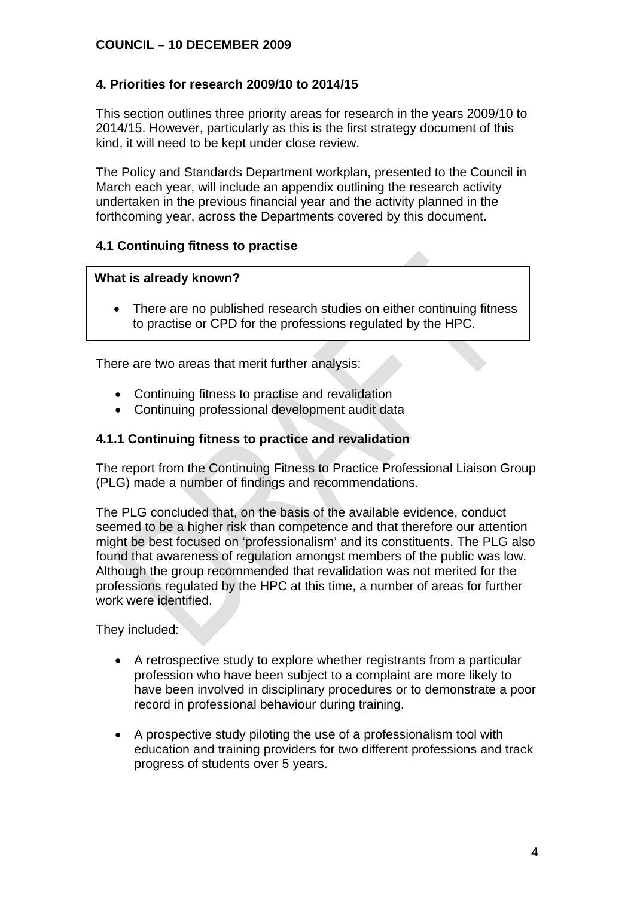## 4. Priorities for research 2009/10 to 2014/15

This section outlines three priority areas for research in the years 2009/10 to 2014/15. However, particularly as this is the first strategy document of this kind, it will need to be kept under close review.

The Policy and Standards Department workplan, presented to the Council in March each year, will include an appendix outlining the research activity undertaken in the previous financial year and the activity planned in the forthcoming year, across the Departments covered by this document.

### 4.1 Continuing fitness to practise

**What is already known?**

- There are no published research studies on either continuing fitness to practise or CPD for the professions regulated by the HPC.

There are two areas that merit further analysis:

- Continuing fitness to practise and revalidation
- Continuing professional development audit data

#### 4.1.1 Continuing fitness to practice and revalidation

The report from the Continuing Fitness to Practice Professional Liaison Group (PLG) made a number of findings and recommendations.

The PLG concluded that, on the basis of the available evidence, conduct seemed to be a higher risk than competence and that therefore our attention might be best focused on 'professionalism' and its constituents. The PLG also found that awareness of regulation amongst members of the public was low. Although the group recommended that revalidation was not merited for the professions regulated by the HPC at this time, a number of areas for further work were identified.

They included:

- A retrospective study to explore whether registrants from a particular profession who have been subject to a complaint are more likely to have been involved in disciplinary procedures or to demonstrate a poor record in professional behaviour during training.

- A prospective study piloting the use of a professionalism tool with education and training providers for two different professions and track progress of students over 5 years.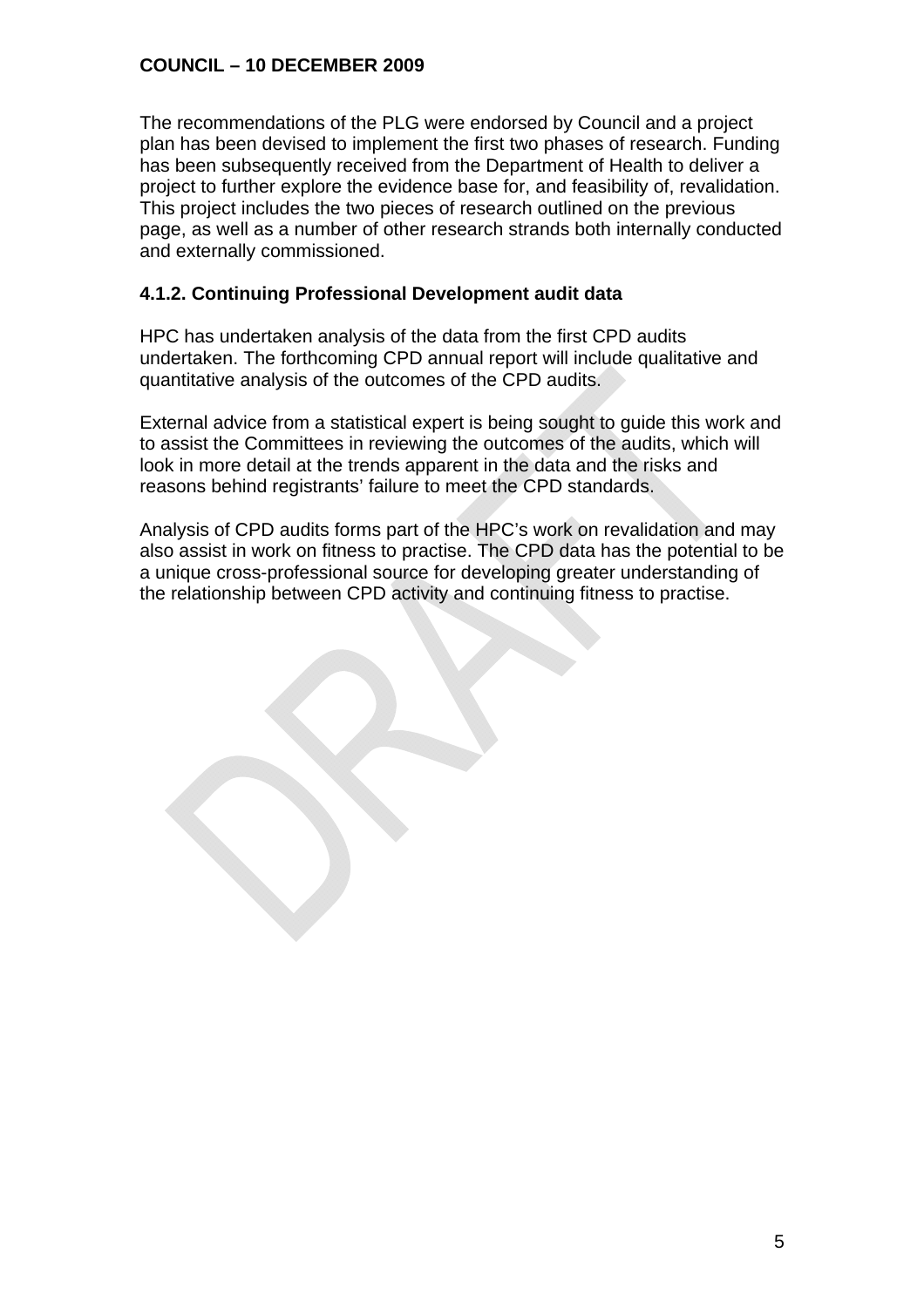The recommendations of the PLG were endorsed by Council and a project plan has been devised to implement the first two phases of research. Funding has been subsequently received from the Department of Health to deliver a project to further explore the evidence base for, and feasibility of, revalidation. This project includes the two pieces of research outlined on the previous page, as well as a number of other research strands both internally conducted and externally commissioned.

### 4.1.2. Continuing Professional Development audit data

HPC has undertaken analysis of the data from the first CPD audits undertaken. The forthcoming CPD annual report will include qualitative and quantitative analysis of the outcomes of the CPD audits.

External advice from a statistical expert is being sought to guide this work and to assist the Committees in reviewing the outcomes of the audits, which will look in more detail at the trends apparent in the data and the risks and reasons behind registrants' failure to meet the CPD standards.

Analysis of CPD audits forms part of the HPC's work on revalidation and may also assist in work on fitness to practise. The CPD data has the potential to be a unique cross-professional source for developing greater understanding of the relationship between CPD activity and continuing fitness to practise.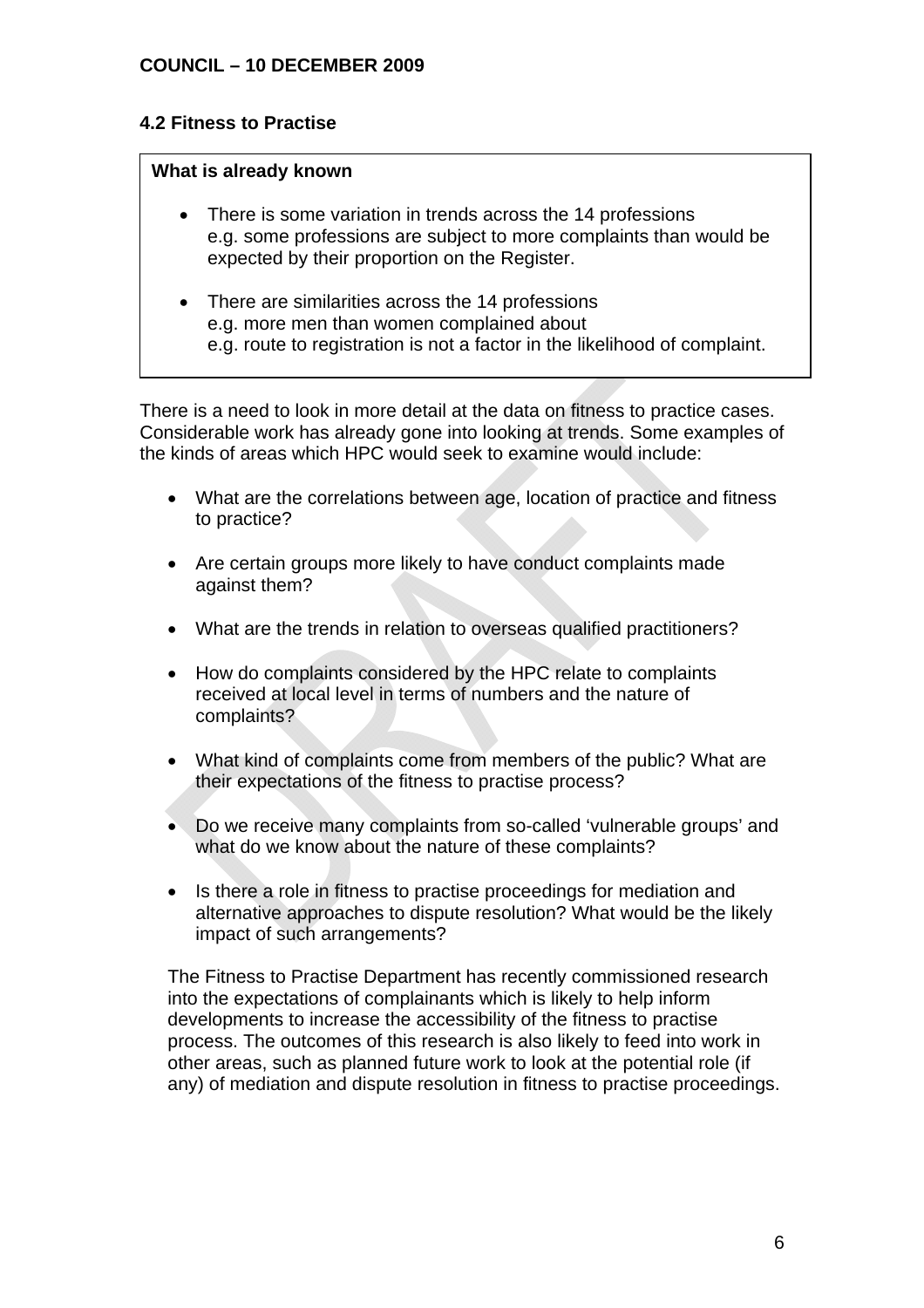## 4.2 Fitness to Practise

**What is already known**

- There is some variation in trends across the 14 professions
  e.g. some professions are subject to more complaints than would be expected by their proportion on the Register.
- There are similarities across the 14 professions
  e.g. more men than women complained about
  e.g. route to registration is not a factor in the likelihood of complaint.

There is a need to look in more detail at the data on fitness to practice cases. Considerable work has already gone into looking at trends. Some examples of the kinds of areas which HPC would seek to examine would include:

- What are the correlations between age, location of practice and fitness to practice?
- Are certain groups more likely to have conduct complaints made against them?
- What are the trends in relation to overseas qualified practitioners?
- How do complaints considered by the HPC relate to complaints received at local level in terms of numbers and the nature of complaints?
- What kind of complaints come from members of the public? What are their expectations of the fitness to practise process?
- Do we receive many complaints from so-called 'vulnerable groups' and what do we know about the nature of these complaints?
- Is there a role in fitness to practise proceedings for mediation and alternative approaches to dispute resolution? What would be the likely impact of such arrangements?

The Fitness to Practise Department has recently commissioned research into the expectations of complainants which is likely to help inform developments to increase the accessibility of the fitness to practise process. The outcomes of this research is also likely to feed into work in other areas, such as planned future work to look at the potential role (if any) of mediation and dispute resolution in fitness to practise proceedings.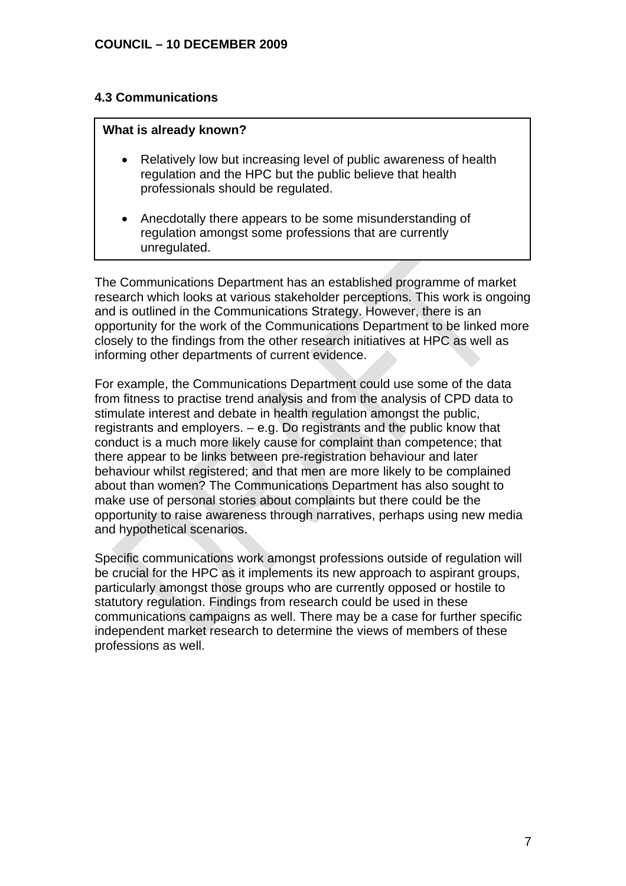### 4.3 Communications

> **What is already known?**
>
> - Relatively low but increasing level of public awareness of health regulation and the HPC but the public believe that health professionals should be regulated.
> - Anecdotally there appears to be some misunderstanding of regulation amongst some professions that are currently unregulated.

The Communications Department has an established programme of market research which looks at various stakeholder perceptions. This work is ongoing and is outlined in the Communications Strategy. However, there is an opportunity for the work of the Communications Department to be linked more closely to the findings from the other research initiatives at HPC as well as informing other departments of current evidence.

For example, the Communications Department could use some of the data from fitness to practise trend analysis and from the analysis of CPD data to stimulate interest and debate in health regulation amongst the public, registrants and employers. – e.g. Do registrants and the public know that conduct is a much more likely cause for complaint than competence; that there appear to be links between pre-registration behaviour and later behaviour whilst registered; and that men are more likely to be complained about than women? The Communications Department has also sought to make use of personal stories about complaints but there could be the opportunity to raise awareness through narratives, perhaps using new media and hypothetical scenarios.

Specific communications work amongst professions outside of regulation will be crucial for the HPC as it implements its new approach to aspirant groups, particularly amongst those groups who are currently opposed or hostile to statutory regulation. Findings from research could be used in these communications campaigns as well. There may be a case for further specific independent market research to determine the views of members of these professions as well.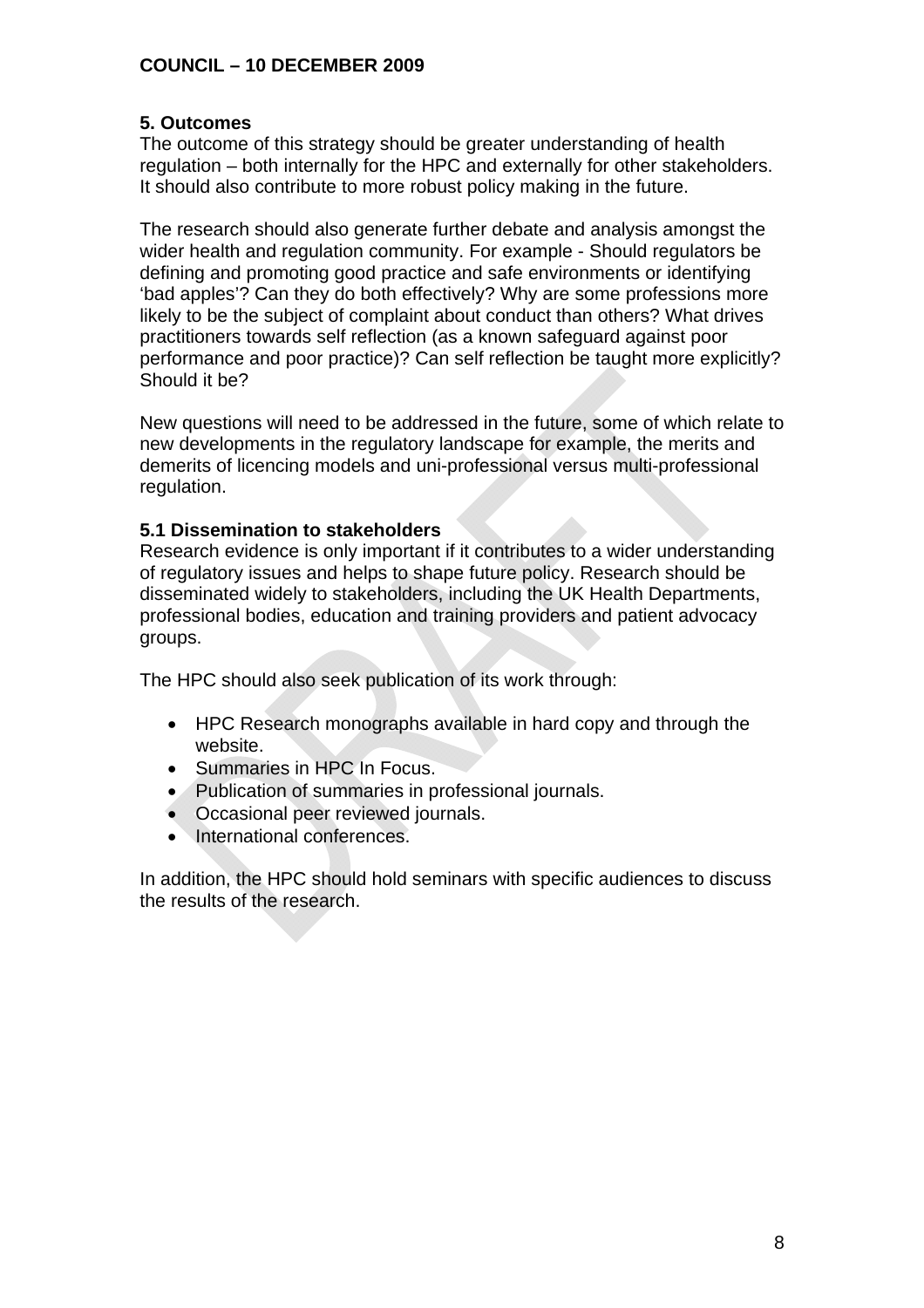## 5. Outcomes

The outcome of this strategy should be greater understanding of health regulation – both internally for the HPC and externally for other stakeholders. It should also contribute to more robust policy making in the future.

The research should also generate further debate and analysis amongst the wider health and regulation community. For example - Should regulators be defining and promoting good practice and safe environments or identifying 'bad apples'? Can they do both effectively? Why are some professions more likely to be the subject of complaint about conduct than others? What drives practitioners towards self reflection (as a known safeguard against poor performance and poor practice)? Can self reflection be taught more explicitly? Should it be?

New questions will need to be addressed in the future, some of which relate to new developments in the regulatory landscape for example, the merits and demerits of licencing models and uni-professional versus multi-professional regulation.

### 5.1 Dissemination to stakeholders

Research evidence is only important if it contributes to a wider understanding of regulatory issues and helps to shape future policy. Research should be disseminated widely to stakeholders, including the UK Health Departments, professional bodies, education and training providers and patient advocacy groups.

The HPC should also seek publication of its work through:

- HPC Research monographs available in hard copy and through the website.
- Summaries in HPC In Focus.
- Publication of summaries in professional journals.
- Occasional peer reviewed journals.
- International conferences.

In addition, the HPC should hold seminars with specific audiences to discuss the results of the research.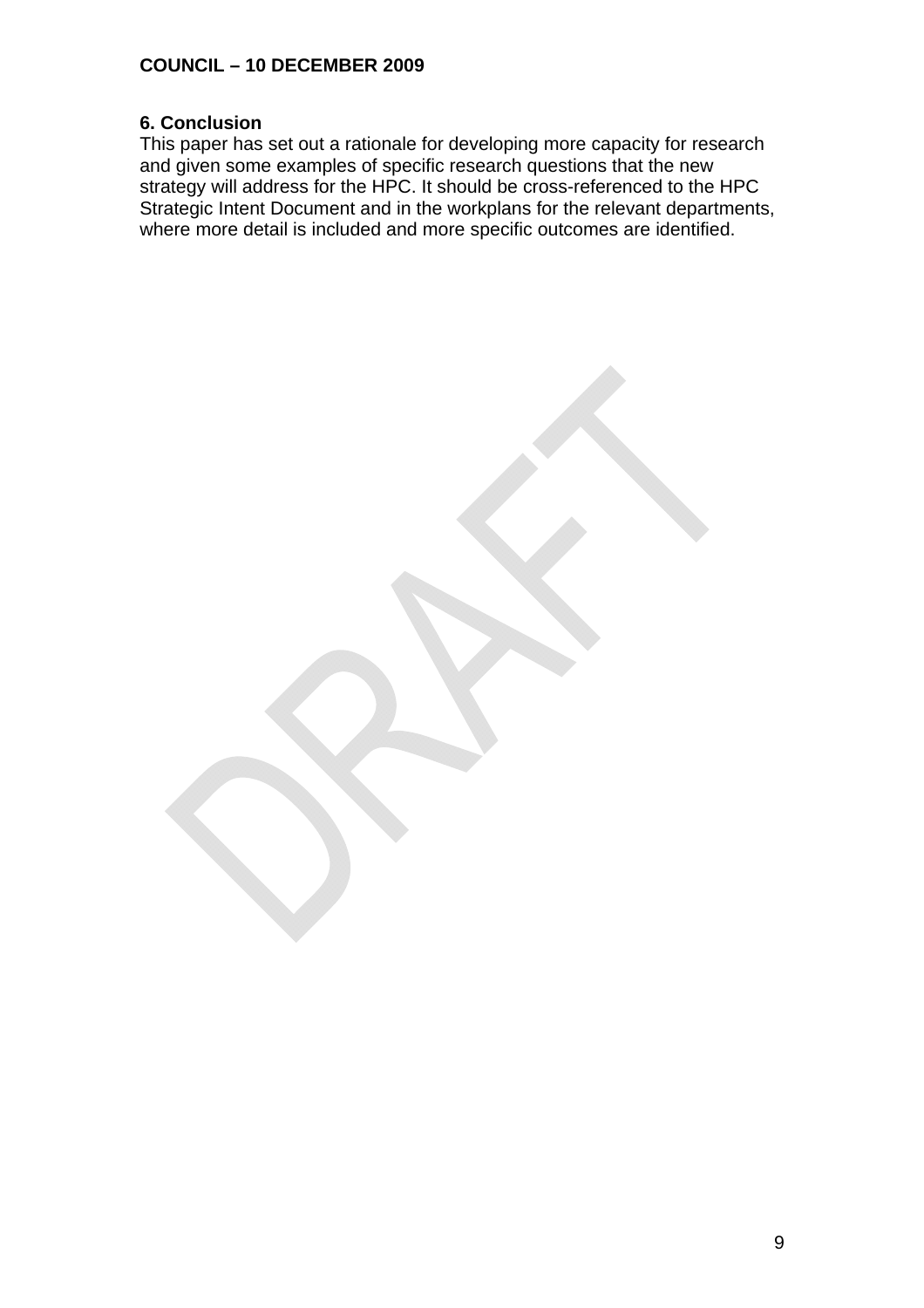## 6. Conclusion

This paper has set out a rationale for developing more capacity for research and given some examples of specific research questions that the new strategy will address for the HPC. It should be cross-referenced to the HPC Strategic Intent Document and in the workplans for the relevant departments, where more detail is included and more specific outcomes are identified.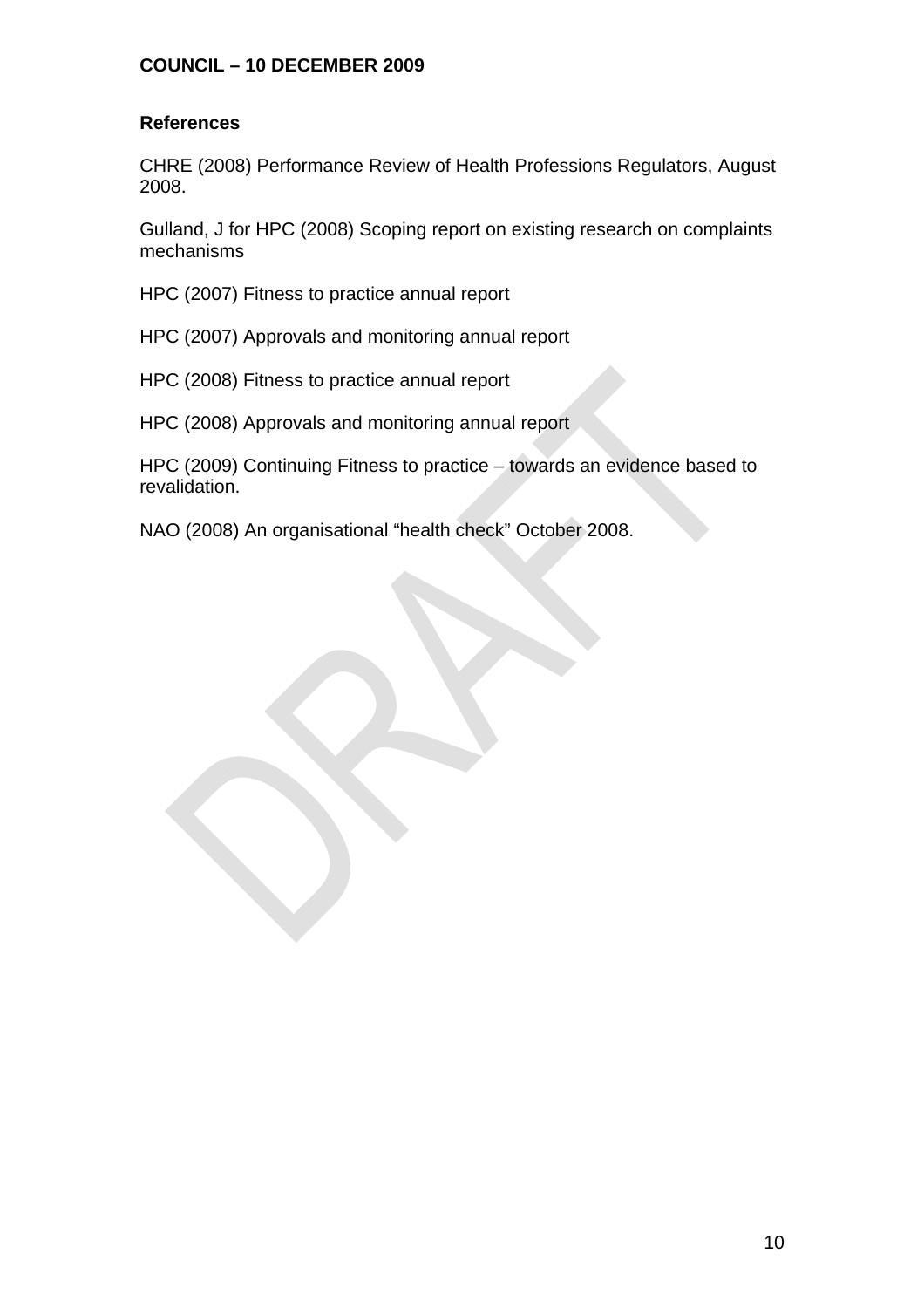**References**

CHRE (2008) Performance Review of Health Professions Regulators, August 2008.

Gulland, J for HPC (2008) Scoping report on existing research on complaints mechanisms

HPC (2007) Fitness to practice annual report

HPC (2007) Approvals and monitoring annual report

HPC (2008) Fitness to practice annual report

HPC (2008) Approvals and monitoring annual report

HPC (2009) Continuing Fitness to practice – towards an evidence based to revalidation.

NAO (2008) An organisational "health check" October 2008.